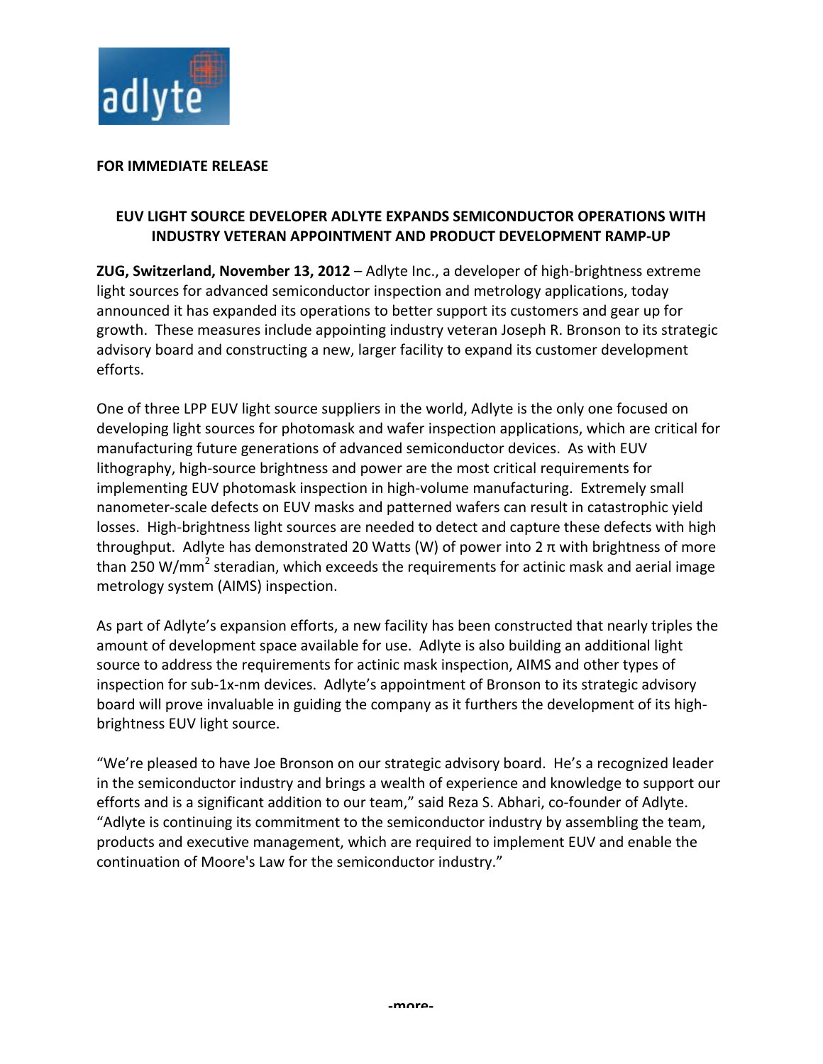**FOR IMMEDIATE RELEASE**

## EUV LIGHT SOURCE DEVELOPER ADLYTE EXPANDS SEMICONDUCTOR OPERATIONS WITH INDUSTRY VETERAN APPOINTMENT AND PRODUCT DEVELOPMENT RAMP-UP

**ZUG, Switzerland, November 13, 2012** – Adlyte Inc., a developer of high-brightness extreme light sources for advanced semiconductor inspection and metrology applications, today announced it has expanded its operations to better support its customers and gear up for growth. These measures include appointing industry veteran Joseph R. Bronson to its strategic advisory board and constructing a new, larger facility to expand its customer development efforts.

One of three LPP EUV light source suppliers in the world, Adlyte is the only one focused on developing light sources for photomask and wafer inspection applications, which are critical for manufacturing future generations of advanced semiconductor devices. As with EUV lithography, high-source brightness and power are the most critical requirements for implementing EUV photomask inspection in high-volume manufacturing. Extremely small nanometer-scale defects on EUV masks and patterned wafers can result in catastrophic yield losses. High-brightness light sources are needed to detect and capture these defects with high throughput. Adlyte has demonstrated 20 Watts (W) of power into 2 π with brightness of more than 250 $W/mm^2$ steradian, which exceeds the requirements for actinic mask and aerial image metrology system (AIMS) inspection.

As part of Adlyte's expansion efforts, a new facility has been constructed that nearly triples the amount of development space available for use. Adlyte is also building an additional light source to address the requirements for actinic mask inspection, AIMS and other types of inspection for sub-1x-nm devices. Adlyte's appointment of Bronson to its strategic advisory board will prove invaluable in guiding the company as it furthers the development of its high-brightness EUV light source.

"We're pleased to have Joe Bronson on our strategic advisory board. He's a recognized leader in the semiconductor industry and brings a wealth of experience and knowledge to support our efforts and is a significant addition to our team," said Reza S. Abhari, co-founder of Adlyte. "Adlyte is continuing its commitment to the semiconductor industry by assembling the team, products and executive management, which are required to implement EUV and enable the continuation of Moore's Law for the semiconductor industry."

-more-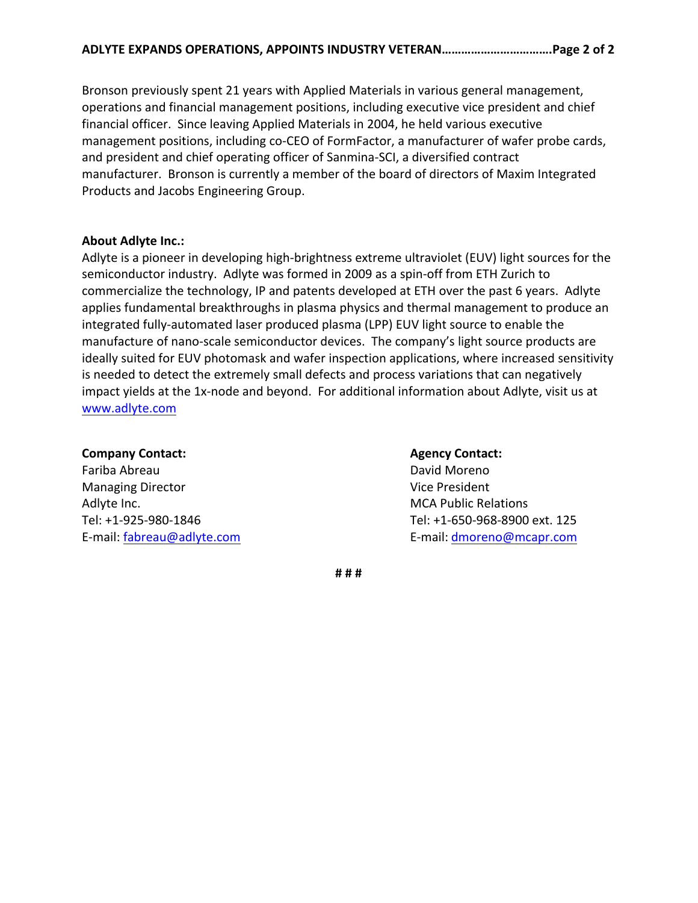Bronson previously spent 21 years with Applied Materials in various general management, operations and financial management positions, including executive vice president and chief financial officer. Since leaving Applied Materials in 2004, he held various executive management positions, including co-CEO of FormFactor, a manufacturer of wafer probe cards, and president and chief operating officer of Sanmina-SCI, a diversified contract manufacturer. Bronson is currently a member of the board of directors of Maxim Integrated Products and Jacobs Engineering Group.

**About Adlyte Inc.:**

Adlyte is a pioneer in developing high-brightness extreme ultraviolet (EUV) light sources for the semiconductor industry. Adlyte was formed in 2009 as a spin-off from ETH Zurich to commercialize the technology, IP and patents developed at ETH over the past 6 years. Adlyte applies fundamental breakthroughs in plasma physics and thermal management to produce an integrated fully-automated laser produced plasma (LPP) EUV light source to enable the manufacture of nano-scale semiconductor devices. The company's light source products are ideally suited for EUV photomask and wafer inspection applications, where increased sensitivity is needed to detect the extremely small defects and process variations that can negatively impact yields at the 1x-node and beyond. For additional information about Adlyte, visit us at www.adlyte.com

**Company Contact:**
Fariba Abreau
Managing Director
Adlyte Inc.
Tel: +1-925-980-1846
E-mail: fabreau@adlyte.com

**Agency Contact:**
David Moreno
Vice President
MCA Public Relations
Tel: +1-650-968-8900 ext. 125
E-mail: dmoreno@mcapr.com

# # #